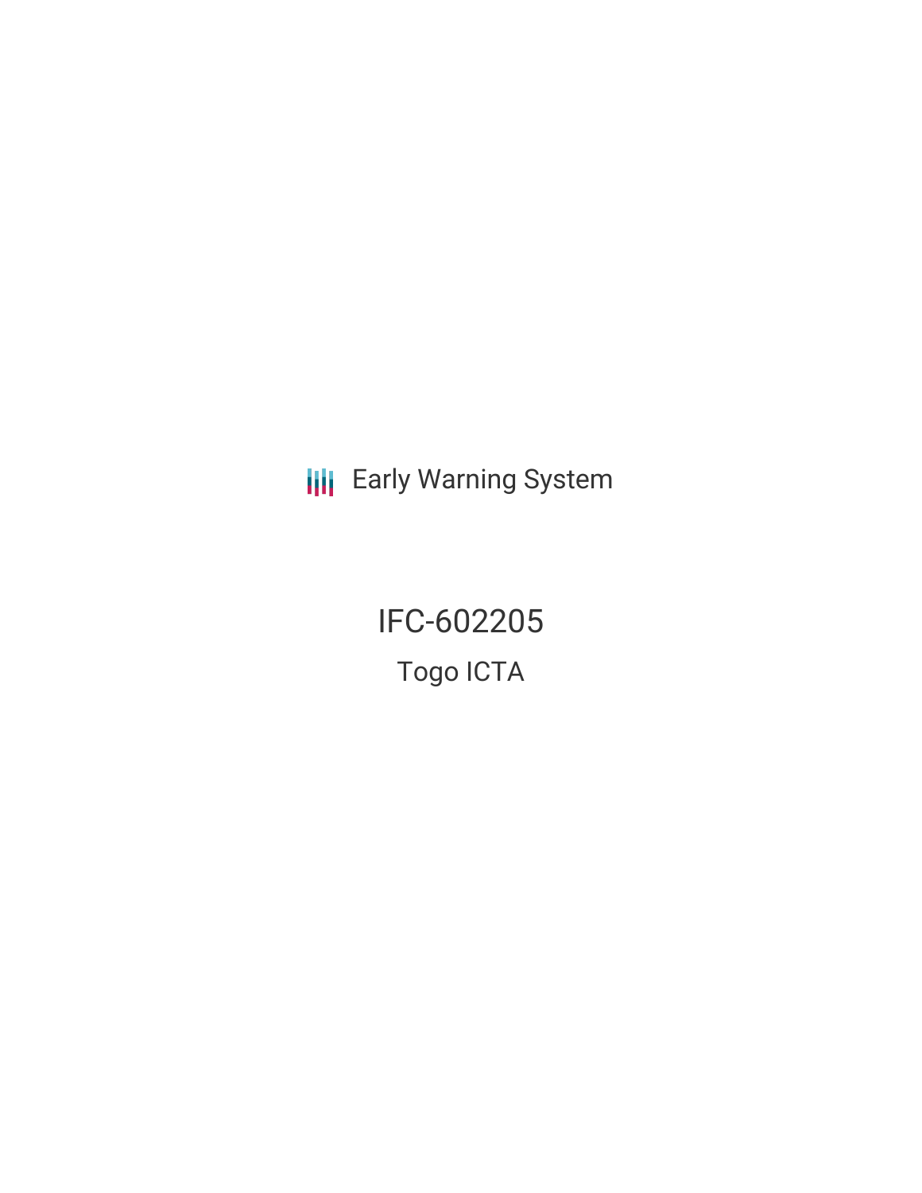Early Warning System

# IFC-602205

## Togo ICTA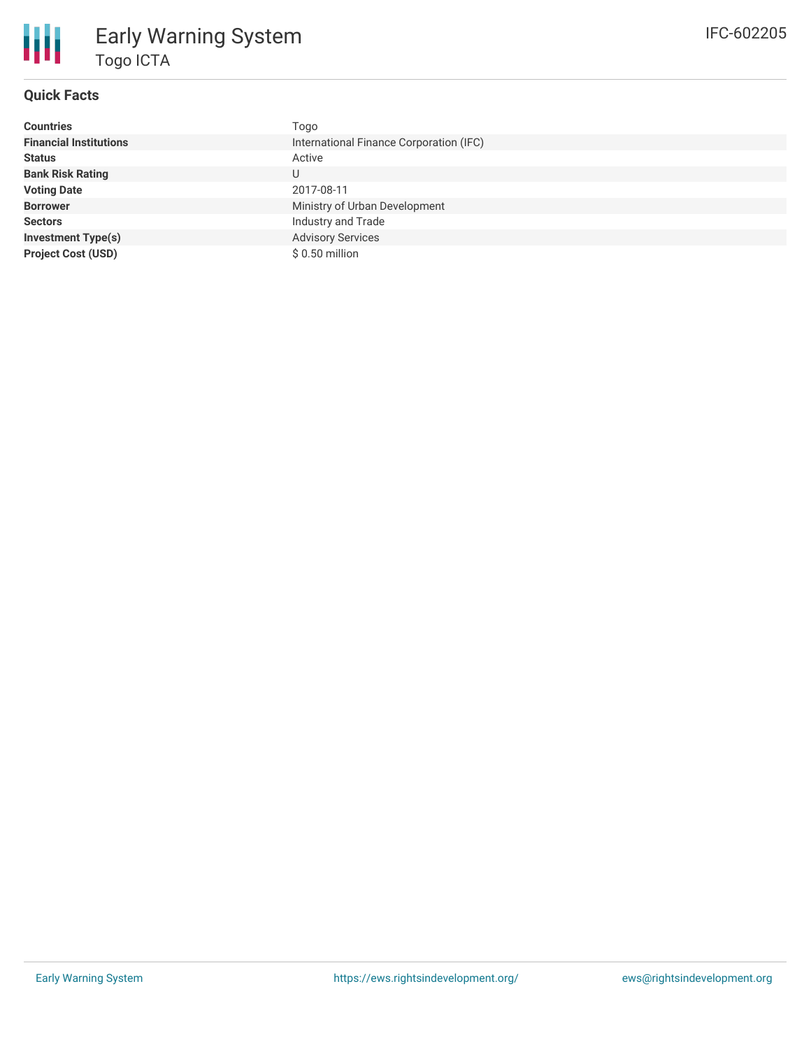# Early Warning System

## Togo ICTA

IFC-602205

### Quick Facts

| | |
|---|---|
| **Countries** | Togo |
| **Financial Institutions** | International Finance Corporation (IFC) |
| **Status** | Active |
| **Bank Risk Rating** | U |
| **Voting Date** | 2017-08-11 |
| **Borrower** | Ministry of Urban Development |
| **Sectors** | Industry and Trade |
| **Investment Type(s)** | Advisory Services |
| **Project Cost (USD)** | $ 0.50 million |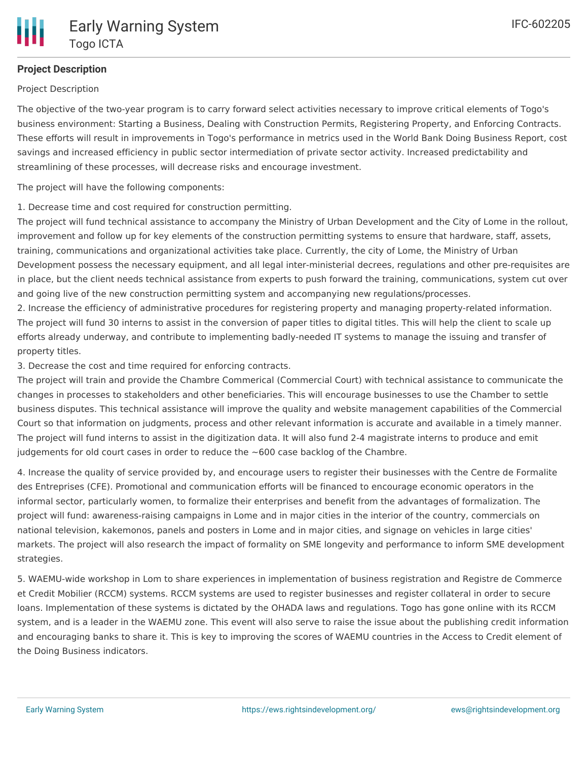## Project Description

Project Description

The objective of the two-year program is to carry forward select activities necessary to improve critical elements of Togo's business environment: Starting a Business, Dealing with Construction Permits, Registering Property, and Enforcing Contracts. These efforts will result in improvements in Togo's performance in metrics used in the World Bank Doing Business Report, cost savings and increased efficiency in public sector intermediation of private sector activity. Increased predictability and streamlining of these processes, will decrease risks and encourage investment.

The project will have the following components:

1. Decrease time and cost required for construction permitting.
The project will fund technical assistance to accompany the Ministry of Urban Development and the City of Lome in the rollout, improvement and follow up for key elements of the construction permitting systems to ensure that hardware, staff, assets, training, communications and organizational activities take place. Currently, the city of Lome, the Ministry of Urban Development possess the necessary equipment, and all legal inter-ministerial decrees, regulations and other pre-requisites are in place, but the client needs technical assistance from experts to push forward the training, communications, system cut over and going live of the new construction permitting system and accompanying new regulations/processes.
2. Increase the efficiency of administrative procedures for registering property and managing property-related information. The project will fund 30 interns to assist in the conversion of paper titles to digital titles. This will help the client to scale up efforts already underway, and contribute to implementing badly-needed IT systems to manage the issuing and transfer of property titles.
3. Decrease the cost and time required for enforcing contracts.
The project will train and provide the Chambre Commerical (Commercial Court) with technical assistance to communicate the changes in processes to stakeholders and other beneficiaries. This will encourage businesses to use the Chamber to settle business disputes. This technical assistance will improve the quality and website management capabilities of the Commercial Court so that information on judgments, process and other relevant information is accurate and available in a timely manner. The project will fund interns to assist in the digitization data. It will also fund 2-4 magistrate interns to produce and emit judgements for old court cases in order to reduce the ~600 case backlog of the Chambre.

4. Increase the quality of service provided by, and encourage users to register their businesses with the Centre de Formalite des Entreprises (CFE). Promotional and communication efforts will be financed to encourage economic operators in the informal sector, particularly women, to formalize their enterprises and benefit from the advantages of formalization. The project will fund: awareness-raising campaigns in Lome and in major cities in the interior of the country, commercials on national television, kakemonos, panels and posters in Lome and in major cities, and signage on vehicles in large cities' markets. The project will also research the impact of formality on SME longevity and performance to inform SME development strategies.

5. WAEMU-wide workshop in Lom to share experiences in implementation of business registration and Registre de Commerce et Credit Mobilier (RCCM) systems. RCCM systems are used to register businesses and register collateral in order to secure loans. Implementation of these systems is dictated by the OHADA laws and regulations. Togo has gone online with its RCCM system, and is a leader in the WAEMU zone. This event will also serve to raise the issue about the publishing credit information and encouraging banks to share it. This is key to improving the scores of WAEMU countries in the Access to Credit element of the Doing Business indicators.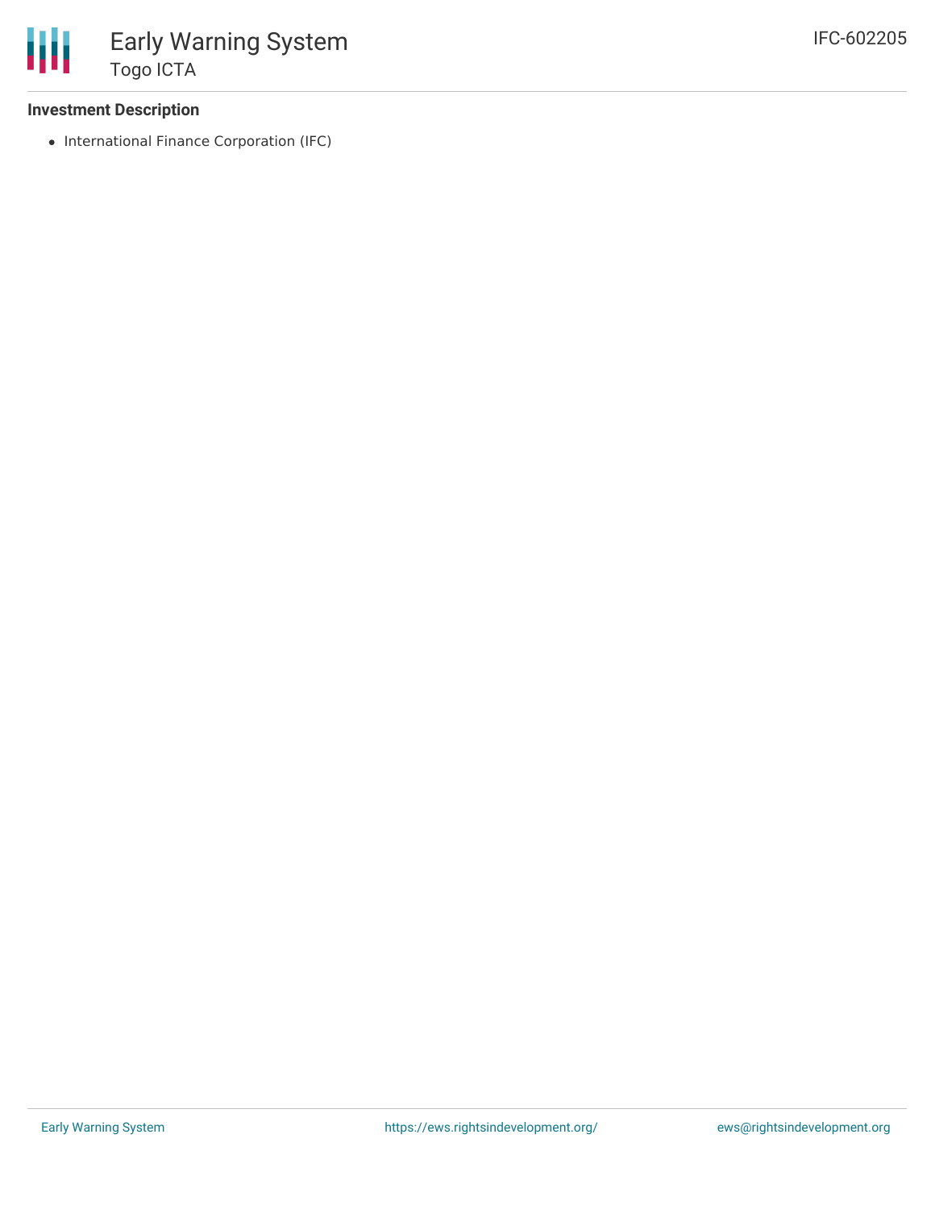### Investment Description

- International Finance Corporation (IFC)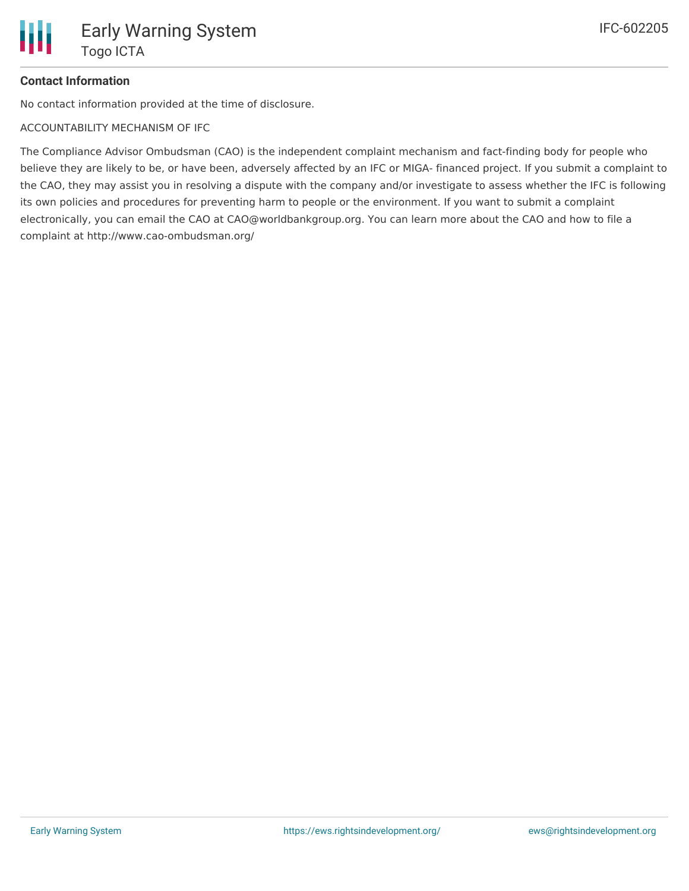**Contact Information**

No contact information provided at the time of disclosure.

ACCOUNTABILITY MECHANISM OF IFC

The Compliance Advisor Ombudsman (CAO) is the independent complaint mechanism and fact-finding body for people who believe they are likely to be, or have been, adversely affected by an IFC or MIGA- financed project. If you submit a complaint to the CAO, they may assist you in resolving a dispute with the company and/or investigate to assess whether the IFC is following its own policies and procedures for preventing harm to people or the environment. If you want to submit a complaint electronically, you can email the CAO at CAO@worldbankgroup.org. You can learn more about the CAO and how to file a complaint at http://www.cao-ombudsman.org/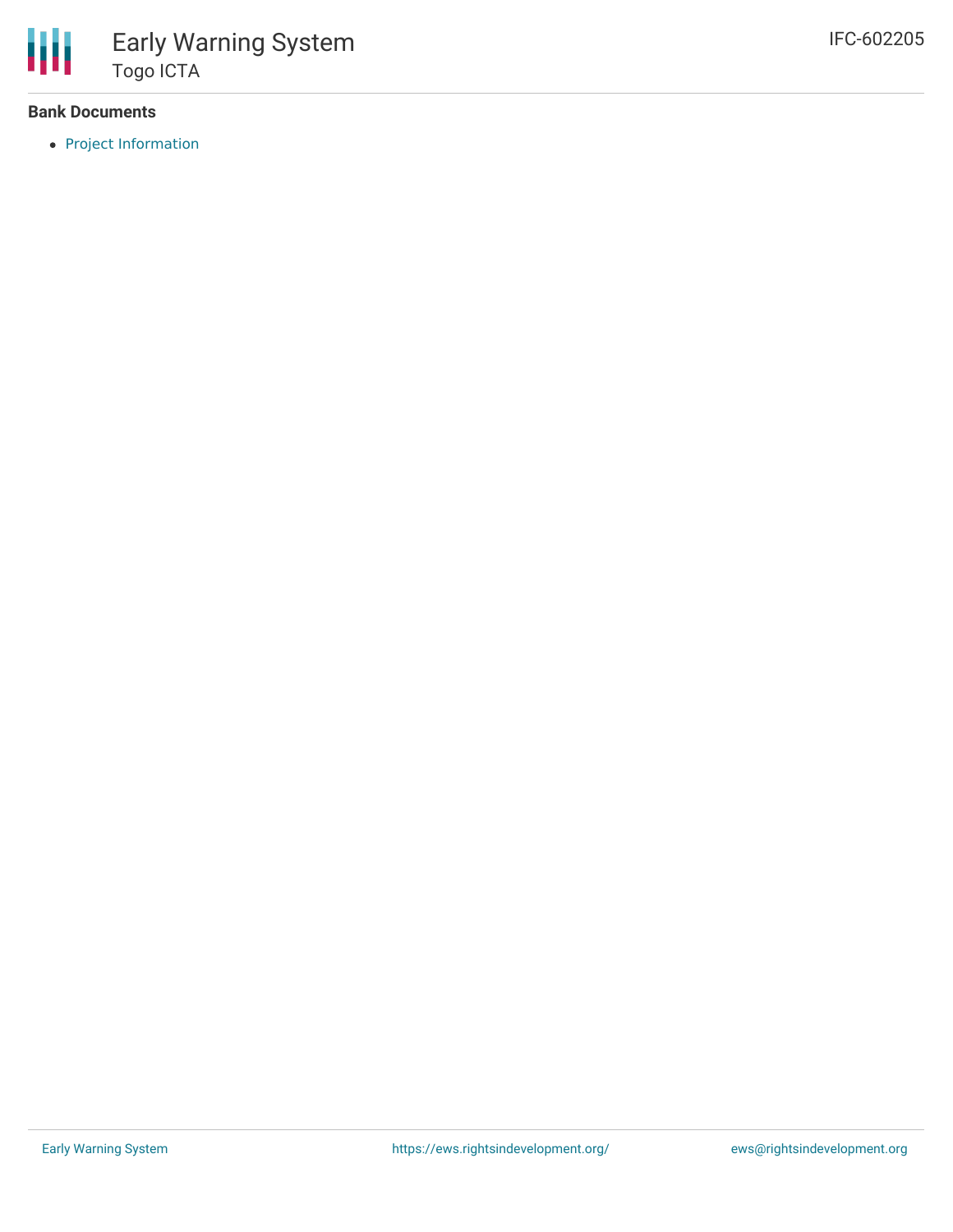**Bank Documents**

- Project Information